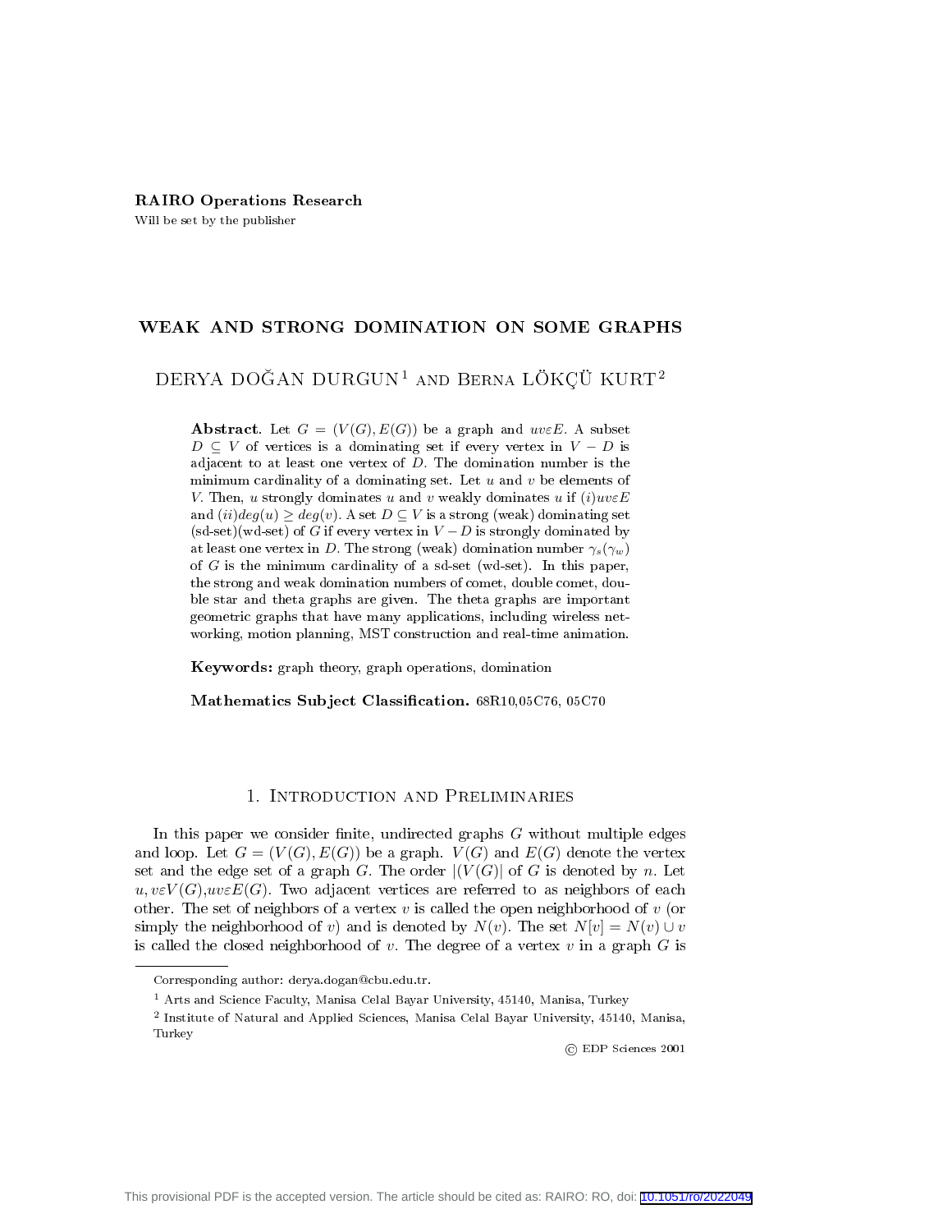RAIRO Operations Research

Will be set by the publisher

# WEAK AND STRONG DOMINATION ON SOME GRAPHS

## DERYA DOĞAN DURGUN[1] and Berna LÖKÇÜ KURT[2]

**Abstract**. Let $G = (V(G), E(G))$ be a graph and $uv\varepsilon E$. A subset $D \subseteq V$ of vertices is a dominating set if every vertex in $V - D$ is adjacent to at least one vertex of $D$. The domination number is the minimum cardinality of a dominating set. Let $u$ and $v$ be elements of $V$. Then, $u$ strongly dominates $u$ and $v$ weakly dominates $u$ if $(i) uv\varepsilon E$ and $(ii) deg(u) \geq deg(v)$. A set $D \subseteq V$ is a strong (weak) dominating set (sd-set)(wd-set) of $G$ if every vertex in $V - D$ is strongly dominated by at least one vertex in $D$. The strong (weak) domination number $\gamma_s(\gamma_w)$ of $G$ is the minimum cardinality of a sd-set (wd-set). In this paper, the strong and weak domination numbers of comet, double comet, double star and theta graphs are given. The theta graphs are important geometric graphs that have many applications, including wireless networking, motion planning, MST construction and real-time animation.

**Keywords:** graph theory, graph operations, domination

**Mathematics Subject Classification.** 68R10,05C76, 05C70

## 1. Introduction and Preliminaries

In this paper we consider finite, undirected graphs $G$ without multiple edges and loop. Let $G = (V(G), E(G))$ be a graph. $V(G)$ and $E(G)$ denote the vertex set and the edge set of a graph $G$. The order $|(V(G)|$ of $G$ is denoted by $n$. Let $u, v\varepsilon V(G), uv\varepsilon E(G)$. Two adjacent vertices are referred to as neighbors of each other. The set of neighbors of a vertex $v$ is called the open neighborhood of $v$ (or simply the neighborhood of $v$) and is denoted by $N(v)$. The set $N[v] = N(v) \cup v$ is called the closed neighborhood of $v$. The degree of a vertex $v$ in a graph $G$ is

Corresponding author: derya.dogan@cbu.edu.tr.

[1] Arts and Science Faculty, Manisa Celal Bayar University, 45140, Manisa, Turkey

[2] Institute of Natural and Applied Sciences, Manisa Celal Bayar University, 45140, Manisa, Turkey

© EDP Sciences 2001

This provisional PDF is the accepted version. The article should be cited as: RAIRO: RO, doi: 10.1051/ro/2022049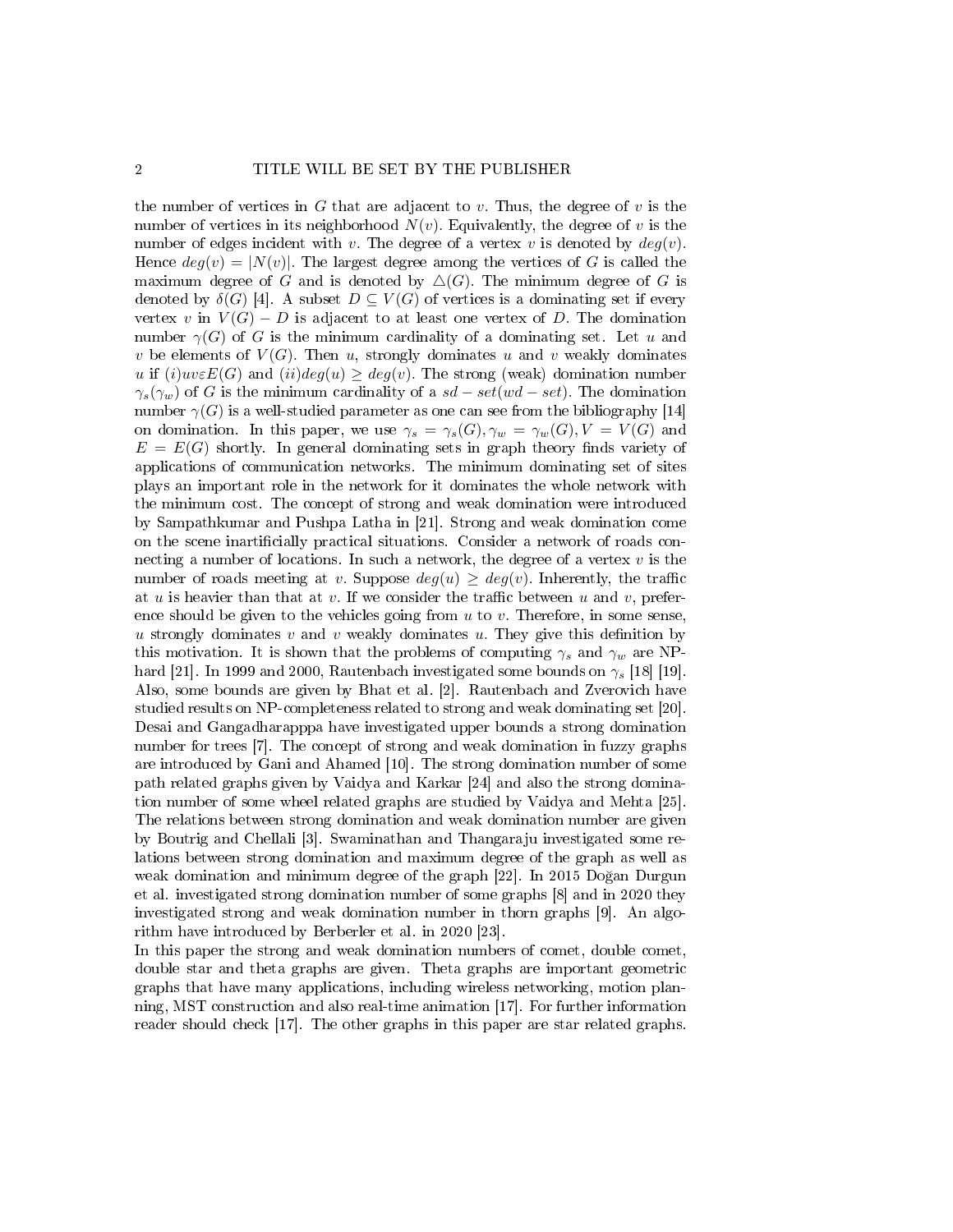the number of vertices in $G$ that are adjacent to $v$. Thus, the degree of $v$ is the number of vertices in its neighborhood $N(v)$. Equivalently, the degree of $v$ is the number of edges incident with $v$. The degree of a vertex $v$ is denoted by $deg(v)$. Hence $deg(v) = |N(v)|$. The largest degree among the vertices of $G$ is called the maximum degree of $G$ and is denoted by $\triangle(G)$. The minimum degree of $G$ is denoted by $\delta(G)$ [4]. A subset $D \subseteq V(G)$ of vertices is a dominating set if every vertex $v$ in $V(G) - D$ is adjacent to at least one vertex of $D$. The domination number $\gamma(G)$ of $G$ is the minimum cardinality of a dominating set. Let $u$ and $v$ be elements of $V(G)$. Then $u$, strongly dominates $u$ and $v$ weakly dominates $u$ if $(i) uv \varepsilon E(G)$ and $(ii) deg(u) \geq deg(v)$. The strong (weak) domination number $\gamma_s(\gamma_w)$ of $G$ is the minimum cardinality of a $sd-set(wd-set)$. The domination number $\gamma(G)$ is a well-studied parameter as one can see from the bibliography [14] on domination. In this paper, we use $\gamma_s = \gamma_s(G), \gamma_w = \gamma_w(G), V = V(G)$ and $E = E(G)$ shortly. In general dominating sets in graph theory finds variety of applications of communication networks. The minimum dominating set of sites plays an important role in the network for it dominates the whole network with the minimum cost. The concept of strong and weak domination were introduced by Sampathkumar and Pushpa Latha in [21]. Strong and weak domination come on the scene inartificially practical situations. Consider a network of roads connecting a number of locations. In such a network, the degree of a vertex $v$ is the number of roads meeting at $v$. Suppose $deg(u) \geq deg(v)$. Inherently, the traffic at $u$ is heavier than that at $v$. If we consider the traffic between $u$ and $v$, preference should be given to the vehicles going from $u$ to $v$. Therefore, in some sense, $u$ strongly dominates $v$ and $v$ weakly dominates $u$. They give this definition by this motivation. It is shown that the problems of computing $\gamma_s$ and $\gamma_w$ are NP-hard [21]. In 1999 and 2000, Rautenbach investigated some bounds on $\gamma_s$ [18] [19]. Also, some bounds are given by Bhat et al. [2]. Rautenbach and Zverovich have studied results on NP-completeness related to strong and weak dominating set [20]. Desai and Gangadharapppa have investigated upper bounds a strong domination number for trees [7]. The concept of strong and weak domination in fuzzy graphs are introduced by Gani and Ahamed [10]. The strong domination number of some path related graphs given by Vaidya and Karkar [24] and also the strong domination number of some wheel related graphs are studied by Vaidya and Mehta [25]. The relations between strong domination and weak domination number are given by Boutrig and Chellali [3]. Swaminathan and Thangaraju investigated some relations between strong domination and maximum degree of the graph as well as weak domination and minimum degree of the graph [22]. In 2015 Doğan Durgun et al. investigated strong domination number of some graphs [8] and in 2020 they investigated strong and weak domination number in thorn graphs [9]. An algorithm have introduced by Berberler et al. in 2020 [23].

In this paper the strong and weak domination numbers of comet, double comet, double star and theta graphs are given. Theta graphs are important geometric graphs that have many applications, including wireless networking, motion planning, MST construction and also real-time animation [17]. For further information reader should check [17]. The other graphs in this paper are star related graphs.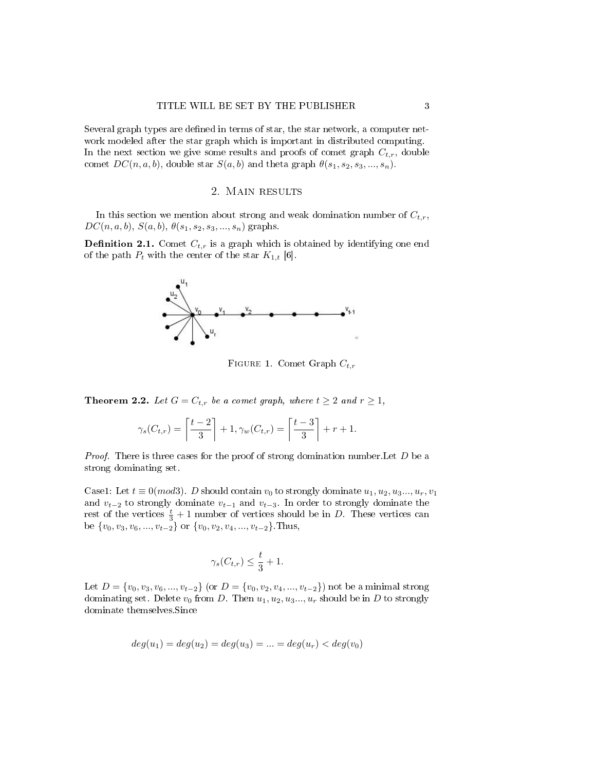Several graph types are defined in terms of star, the star network, a computer network modeled after the star graph which is important in distributed computing. In the next section we give some results and proofs of comet graph $C_{t,r}$, double comet $DC(n, a, b)$, double star $S(a, b)$ and theta graph $\theta(s_1, s_2, s_3, ..., s_n)$.

## 2. Main results

In this section we mention about strong and weak domination number of $C_{t,r}$, $DC(n, a, b)$, $S(a, b)$, $\theta(s_1, s_2, s_3, ..., s_n)$ graphs.

**Definition 2.1.** Comet $C_{t,r}$ is a graph which is obtained by identifying one end of the path $P_t$ with the center of the star $K_{1,t}$ [6].

Figure 1. Comet Graph $C_{t,r}$

**Theorem 2.2.** *Let $G = C_{t,r}$ be a comet graph, where $t \geq 2$ and $r \geq 1$,*

$$\gamma_s(C_{t,r}) = \left\lceil \frac{t-2}{3} \right\rceil + 1, \gamma_w(C_{t,r}) = \left\lceil \frac{t-3}{3} \right\rceil + r + 1.$$

*Proof.* There is three cases for the proof of strong domination number.Let $D$ be a strong dominating set.

Case1: Let $t \equiv 0(mod3)$. $D$ should contain $v_0$ to strongly dominate $u_1, u_2, u_3..., u_r, v_1$ and $v_{t-2}$ to strongly dominate $v_{t-1}$ and $v_{t-3}$. In order to strongly dominate the rest of the vertices $\frac{t}{3} + 1$ number of vertices should be in $D$. These vertices can be $\{v_0, v_3, v_6, ..., v_{t-2}\}$ or $\{v_0, v_2, v_4, ..., v_{t-2}\}$.Thus,

$$\gamma_s(C_{t,r}) \leq \frac{t}{3} + 1.$$

Let $D = \{v_0, v_3, v_6, ..., v_{t-2}\}$ (or $D = \{v_0, v_2, v_4, ..., v_{t-2}\}$) not be a minimal strong dominating set. Delete $v_0$ from $D$. Then $u_1, u_2, u_3..., u_r$ should be in $D$ to strongly dominate themselves.Since

$$deg(u_1) = deg(u_2) = deg(u_3) = ... = deg(u_r) < deg(v_0)$$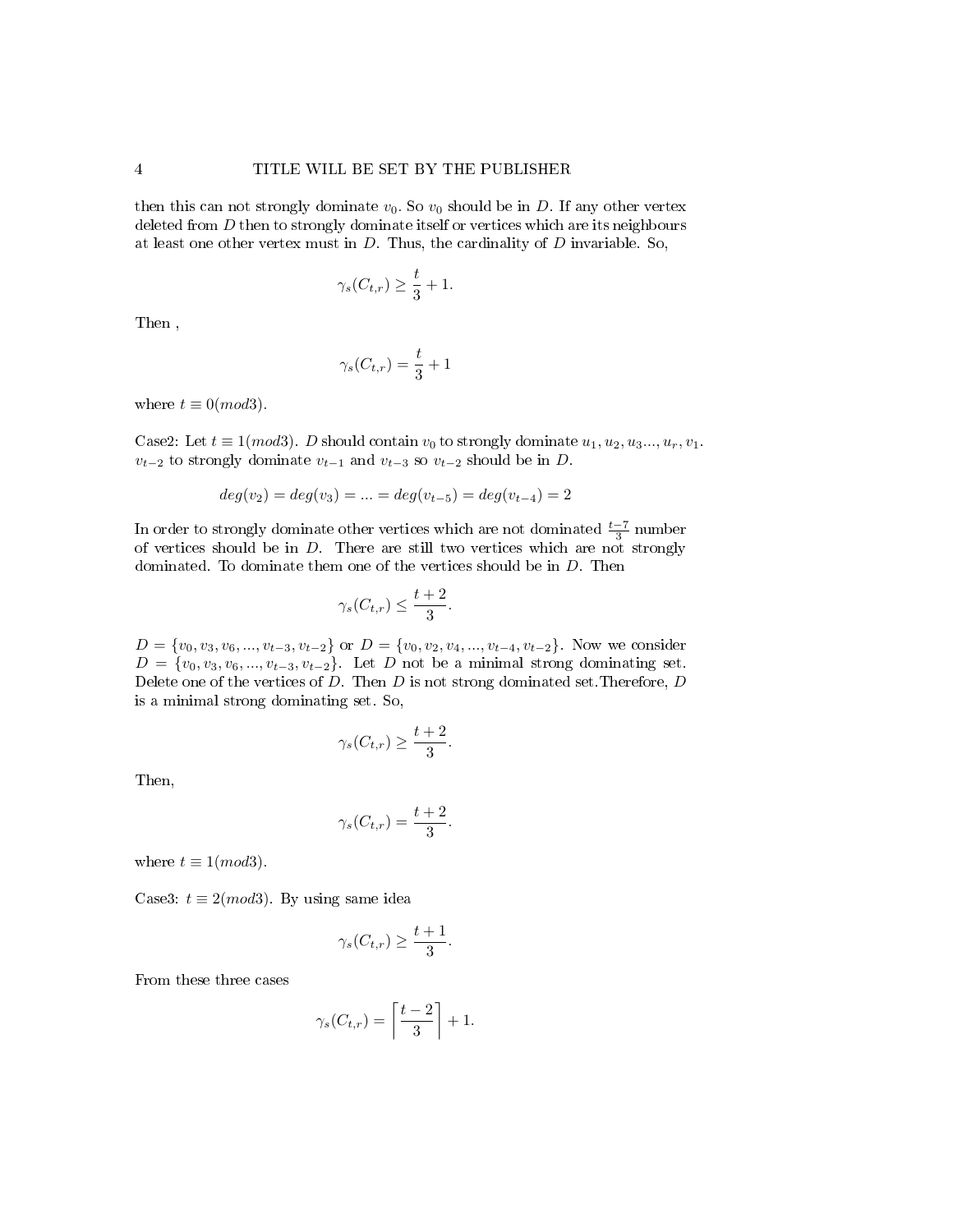then this can not strongly dominate $v_0$. So $v_0$ should be in $D$. If any other vertex deleted from $D$ then to strongly dominate itself or vertices which are its neighbours at least one other vertex must in $D$. Thus, the cardinality of $D$ invariable. So,

$$\gamma_s(C_{t,r}) \geq \frac{t}{3} + 1.$$

Then ,

$$\gamma_s(C_{t,r}) = \frac{t}{3} + 1$$

where $t \equiv 0(mod3)$.

Case2: Let $t \equiv 1(mod3)$. $D$ should contain $v_0$ to strongly dominate $u_1, u_2, u_3..., u_r, v_1$. $v_{t-2}$ to strongly dominate $v_{t-1}$ and $v_{t-3}$ so $v_{t-2}$ should be in $D$.

$$deg(v_2) = deg(v_3) = ... = deg(v_{t-5}) = deg(v_{t-4}) = 2$$

In order to strongly dominate other vertices which are not dominated $\frac{t-7}{3}$ number of vertices should be in $D$. There are still two vertices which are not strongly dominated. To dominate them one of the vertices should be in $D$. Then

$$\gamma_s(C_{t,r}) \leq \frac{t+2}{3}.$$

$D = \{v_0, v_3, v_6, ..., v_{t-3}, v_{t-2}\}$ or $D = \{v_0, v_2, v_4, ..., v_{t-4}, v_{t-2}\}$. Now we consider $D = \{v_0, v_3, v_6, ..., v_{t-3}, v_{t-2}\}$. Let $D$ not be a minimal strong dominating set. Delete one of the vertices of $D$. Then $D$ is not strong dominated set.Therefore, $D$ is a minimal strong dominating set. So,

$$\gamma_s(C_{t,r}) \geq \frac{t+2}{3}.$$

Then,

$$\gamma_s(C_{t,r}) = \frac{t+2}{3}.$$

where $t \equiv 1(mod3)$.

Case3: $t \equiv 2(mod3)$. By using same idea

$$\gamma_s(C_{t,r}) \geq \frac{t+1}{3}.$$

From these three cases

$$\gamma_s(C_{t,r}) = \left\lceil \frac{t-2}{3} \right\rceil + 1.$$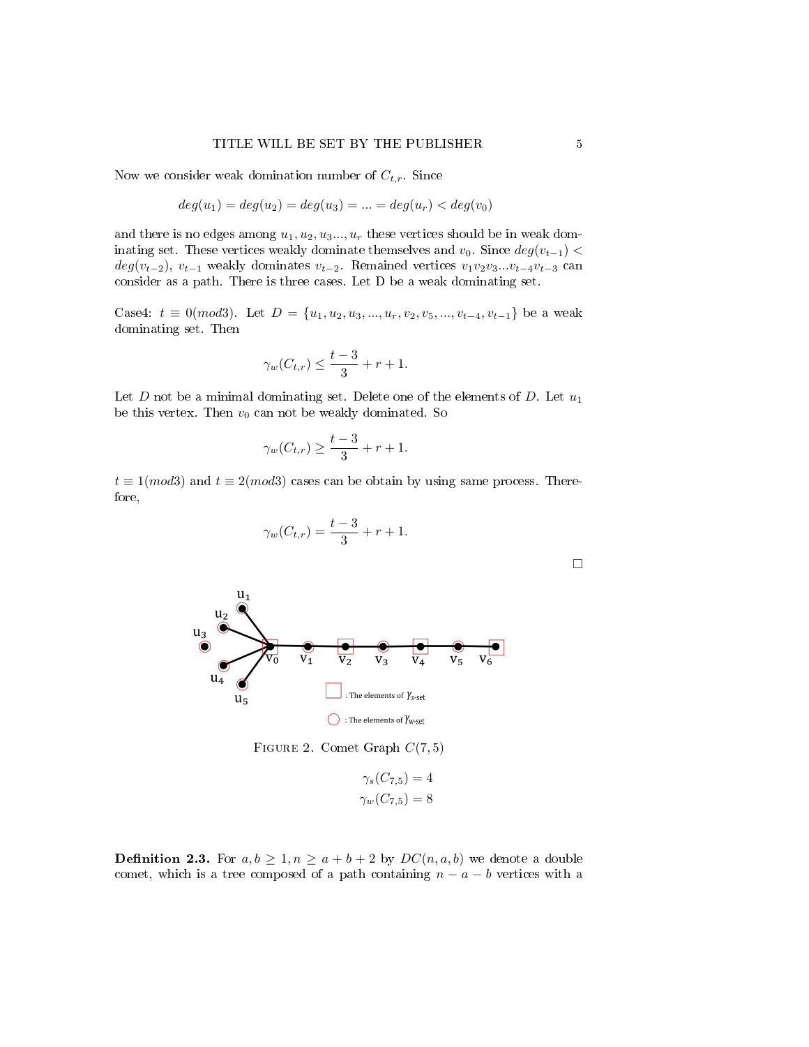Now we consider weak domination number of $C_{t,r}$. Since

$$deg(u_1) = deg(u_2) = deg(u_3) = ... = deg(u_r) < deg(v_0)$$

and there is no edges among $u_1, u_2, u_3..., u_r$ these vertices should be in weak dominating set. These vertices weakly dominate themselves and $v_0$. Since $deg(v_{t-1}) < deg(v_{t-2})$, $v_{t-1}$ weakly dominates $v_{t-2}$. Remained vertices $v_1v_2v_3...v_{t-4}v_{t-3}$ can consider as a path. There is three cases. Let D be a weak dominating set.

Case4: $t \equiv 0(mod3)$. Let $D = \{u_1, u_2, u_3, ..., u_r, v_2, v_5, ..., v_{t-4}, v_{t-1}\}$ be a weak dominating set. Then

$$\gamma_w(C_{t,r}) \leq \frac{t-3}{3} + r + 1.$$

Let $D$ not be a minimal dominating set. Delete one of the elements of $D$. Let $u_1$ be this vertex. Then $v_0$ can not be weakly dominated. So

$$\gamma_w(C_{t,r}) \geq \frac{t-3}{3} + r + 1.$$

$t \equiv 1(mod3)$ and $t \equiv 2(mod3)$ cases can be obtain by using same process. Therefore,

$$\gamma_w(C_{t,r}) = \frac{t-3}{3} + r + 1.$$

□

Figure 2. Comet Graph $C(7, 5)$

$$\gamma_s(C_{7,5}) = 4$$
$$\gamma_w(C_{7,5}) = 8$$

**Definition 2.3.** For $a, b \geq 1, n \geq a + b + 2$ by $DC(n, a, b)$ we denote a double comet, which is a tree composed of a path containing $n - a - b$ vertices with a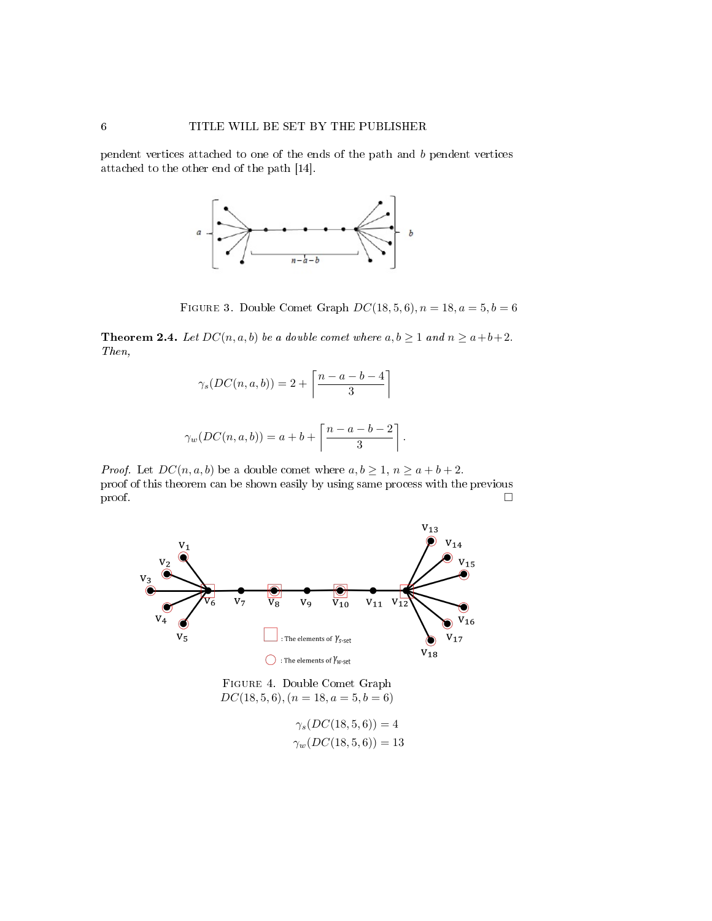pendent vertices attached to one of the ends of the path and $b$ pendent vertices attached to the other end of the path [14].

FIGURE 3. Double Comet Graph $DC(18, 5, 6), n = 18, a = 5, b = 6$

**Theorem 2.4.** *Let $DC(n, a, b)$ be a double comet where $a, b \geq 1$ and $n \geq a+b+2$. Then,*

$$\gamma_s(DC(n, a, b)) = 2 + \left\lceil \frac{n-a-b-4}{3} \right\rceil$$

$$\gamma_w(DC(n, a, b)) = a + b + \left\lceil \frac{n-a-b-2}{3} \right\rceil.$$

*Proof.* Let $DC(n, a, b)$ be a double comet where $a, b \geq 1$, $n \geq a+b+2$.
proof of this theorem can be shown easily by using same process with the previous proof. □

FIGURE 4. Double Comet Graph $DC(18, 5, 6), (n = 18, a = 5, b = 6)$

$$\gamma_s(DC(18, 5, 6)) = 4$$
$$\gamma_w(DC(18, 5, 6)) = 13$$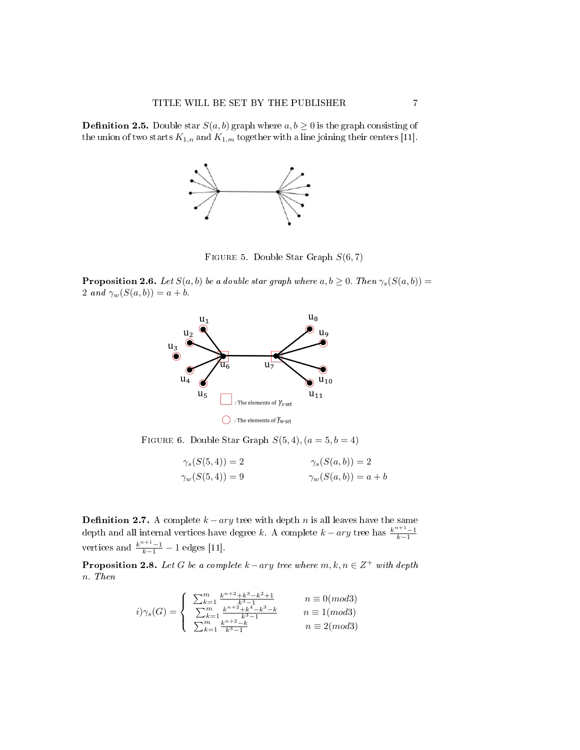**Definition 2.5.** Double star $S(a, b)$ graph where $a, b \geq 0$ is the graph consisting of the union of two starts $K_{1,n}$ and $K_{1,m}$ together with a line joining their centers [11].

FIGURE 5. Double Star Graph $S(6, 7)$

**Proposition 2.6.** *Let $S(a, b)$ be a double star graph where $a, b \geq 0$. Then $\gamma_s(S(a, b)) = 2$ and $\gamma_w(S(a, b)) = a + b$.*

FIGURE 6. Double Star Graph $S(5, 4), (a = 5, b = 4)$

$$\gamma_s(S(5, 4)) = 2 \qquad \gamma_s(S(a, b)) = 2$$
$$\gamma_w(S(5, 4)) = 9 \qquad \gamma_w(S(a, b)) = a + b$$

**Definition 2.7.** A complete $k-ary$ tree with depth $n$ is all leaves have the same depth and all internal vertices have degree $k$. A complete $k-ary$ tree has $\frac{k^{n+1}-1}{k-1}$ vertices and $\frac{k^{n+1}-1}{k-1} - 1$ edges [11].

**Proposition 2.8.** *Let $G$ be a complete $k-ary$ tree where $m, k, n \in Z^+$ with depth $n$. Then*

$$i)\gamma_s(G) = \begin{cases} \sum_{k=1}^{m} \frac{k^{n+2}+k^3-k^2+1}{k^3-1} & n \equiv 0(mod3) \\ \sum_{k=1}^{m} \frac{k^{n+2}+k^4-k^3-k}{k^3-1} & n \equiv 1(mod3) \\ \sum_{k=1}^{m} \frac{k^{n+2}-k}{k^3-1} & n \equiv 2(mod3) \end{cases}$$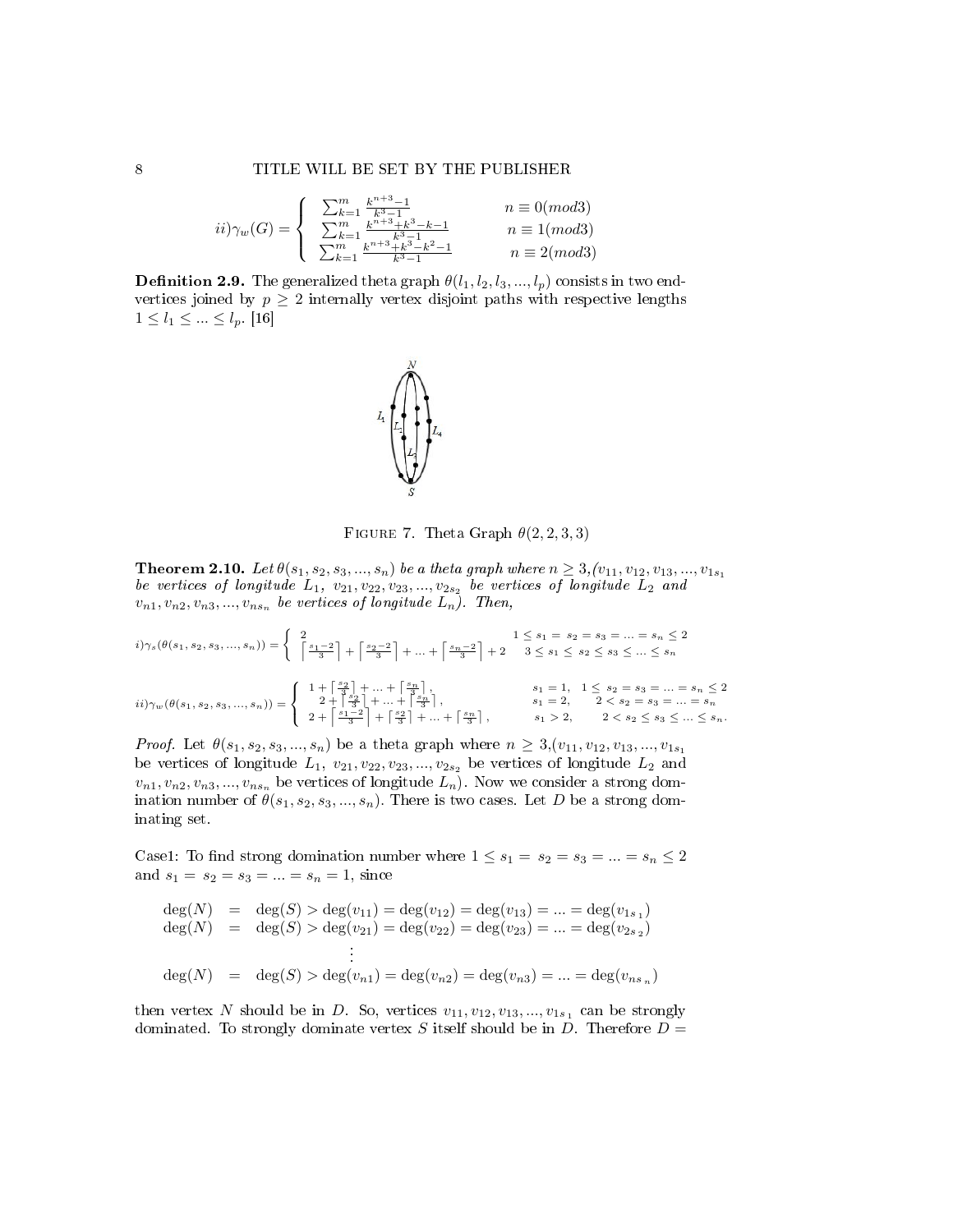$$ii)\gamma_w(G) = \begin{cases} \sum_{k=1}^{m} \frac{k^{n+3}-1}{k^3-1} & n \equiv 0(mod3) \\ \sum_{k=1}^{m} \frac{k^{n+3}+k^3-k-1}{k^3-1} & n \equiv 1(mod3) \\ \sum_{k=1}^{m} \frac{k^{n+3}+k^3-k^2-1}{k^3-1} & n \equiv 2(mod3) \end{cases}$$

**Definition 2.9.** The generalized theta graph $\theta(l_1, l_2, l_3, ..., l_p)$ consists in two end-vertices joined by $p \geq 2$ internally vertex disjoint paths with respective lengths $1 \leq l_1 \leq ... \leq l_p$. [16]

Figure 7. Theta Graph $\theta(2, 2, 3, 3)$

**Theorem 2.10.** *Let $\theta(s_1, s_2, s_3, ..., s_n)$ be a theta graph where $n \geq 3$,($v_{11}, v_{12}, v_{13}, ..., v_{1s_1}$ be vertices of longitude $L_1$, $v_{21}, v_{22}, v_{23}, ..., v_{2s_2}$ be vertices of longitude $L_2$ and $v_{n1}, v_{n2}, v_{n3}, ..., v_{ns_n}$ be vertices of longitude $L_n$). Then,*

$$i)\gamma_s(\theta(s_1, s_2, s_3, ..., s_n)) = \begin{cases} 2 & 1 \leq s_1 = s_2 = s_3 = ... = s_n \leq 2 \\ \left\lceil \frac{s_1-2}{3} \right\rceil + \left\lceil \frac{s_2-2}{3} \right\rceil + ... + \left\lceil \frac{s_n-2}{3} \right\rceil + 2 & 3 \leq s_1 \leq s_2 \leq s_3 \leq ... \leq s_n \end{cases}$$

$$ii)\gamma_w(\theta(s_1, s_2, s_3, ..., s_n)) = \begin{cases} 1 + \left\lceil \frac{s_2}{3} \right\rceil + ... + \left\lceil \frac{s_n}{3} \right\rceil, & s_1 = 1, \quad 1 \leq s_2 = s_3 = ... = s_n \leq 2 \\ 2 + \left\lceil \frac{s_2}{3} \right\rceil + ... + \left\lceil \frac{s_n}{3} \right\rceil, & s_1 = 2, \quad 2 < s_2 = s_3 = ... = s_n \\ 2 + \left\lceil \frac{s_1-2}{3} \right\rceil + \left\lceil \frac{s_2}{3} \right\rceil + ... + \left\lceil \frac{s_n}{3} \right\rceil, & s_1 > 2, \quad 2 < s_2 \leq s_3 \leq ... \leq s_n. \end{cases}$$

*Proof.* Let $\theta(s_1, s_2, s_3, ..., s_n)$ be a theta graph where $n \geq 3$,($v_{11}, v_{12}, v_{13}, ..., v_{1s_1}$ be vertices of longitude $L_1$, $v_{21}, v_{22}, v_{23}, ..., v_{2s_2}$ be vertices of longitude $L_2$ and $v_{n1}, v_{n2}, v_{n3}, ..., v_{ns_n}$ be vertices of longitude $L_n$). Now we consider a strong domination number of $\theta(s_1, s_2, s_3, ..., s_n)$. There is two cases. Let $D$ be a strong dominating set.

Case1: To find strong domination number where $1 \leq s_1 = s_2 = s_3 = ... = s_n \leq 2$ and $s_1 = s_2 = s_3 = ... = s_n = 1$, since

$$\begin{aligned} \deg(N) &= \deg(S) > \deg(v_{11}) = \deg(v_{12}) = \deg(v_{13}) = ... = \deg(v_{1s_1}) \\ \deg(N) &= \deg(S) > \deg(v_{21}) = \deg(v_{22}) = \deg(v_{23}) = ... = \deg(v_{2s_2}) \\ &\vdots \\ \deg(N) &= \deg(S) > \deg(v_{n1}) = \deg(v_{n2}) = \deg(v_{n3}) = ... = \deg(v_{ns_n}) \end{aligned}$$

then vertex $N$ should be in $D$. So, vertices $v_{11}, v_{12}, v_{13}, ..., v_{1s_1}$ can be strongly dominated. To strongly dominate vertex $S$ itself should be in $D$. Therefore $D =$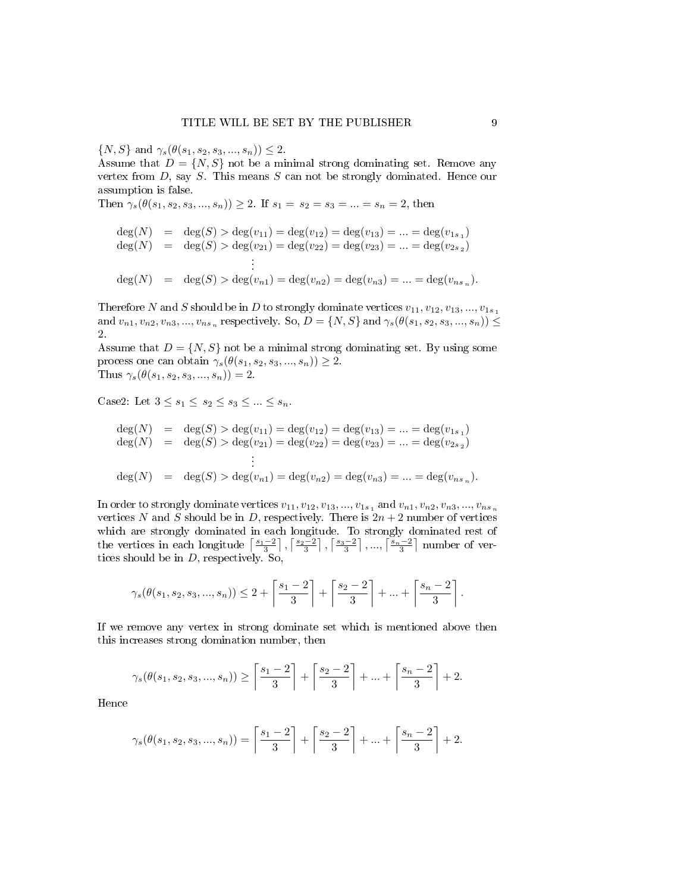$\{N, S\}$ and $\gamma_s(\theta(s_1, s_2, s_3, ..., s_n)) \leq 2$.
Assume that $D = \{N, S\}$ not be a minimal strong dominating set. Remove any vertex from $D$, say $S$. This means $S$ can not be strongly dominated. Hence our assumption is false.
Then $\gamma_s(\theta(s_1, s_2, s_3, ..., s_n)) \geq 2$. If $s_1 = s_2 = s_3 = ... = s_n = 2$, then

$$
\begin{aligned}
\deg(N) &= \deg(S) > \deg(v_{11}) = \deg(v_{12}) = \deg(v_{13}) = ... = \deg(v_{1s_1}) \\
\deg(N) &= \deg(S) > \deg(v_{21}) = \deg(v_{22}) = \deg(v_{23}) = ... = \deg(v_{2s_2}) \\
&\vdots \\
\deg(N) &= \deg(S) > \deg(v_{n1}) = \deg(v_{n2}) = \deg(v_{n3}) = ... = \deg(v_{ns_n}).
\end{aligned}
$$

Therefore $N$ and $S$ should be in $D$ to strongly dominate vertices $v_{11}, v_{12}, v_{13}, ..., v_{1s_1}$ and $v_{n1}, v_{n2}, v_{n3}, ..., v_{ns_n}$ respectively. So, $D = \{N, S\}$ and $\gamma_s(\theta(s_1, s_2, s_3, ..., s_n)) \leq 2$.
Assume that $D = \{N, S\}$ not be a minimal strong dominating set. By using some process one can obtain $\gamma_s(\theta(s_1, s_2, s_3, ..., s_n)) \geq 2$.
Thus $\gamma_s(\theta(s_1, s_2, s_3, ..., s_n)) = 2$.

Case2: Let $3 \leq s_1 \leq s_2 \leq s_3 \leq ... \leq s_n$.

$$
\begin{aligned}
\deg(N) &= \deg(S) > \deg(v_{11}) = \deg(v_{12}) = \deg(v_{13}) = ... = \deg(v_{1s_1}) \\
\deg(N) &= \deg(S) > \deg(v_{21}) = \deg(v_{22}) = \deg(v_{23}) = ... = \deg(v_{2s_2}) \\
&\vdots \\
\deg(N) &= \deg(S) > \deg(v_{n1}) = \deg(v_{n2}) = \deg(v_{n3}) = ... = \deg(v_{ns_n}).
\end{aligned}
$$

In order to strongly dominate vertices $v_{11}, v_{12}, v_{13}, ..., v_{1s_1}$ and $v_{n1}, v_{n2}, v_{n3}, ..., v_{ns_n}$ vertices $N$ and $S$ should be in $D$, respectively. There is $2n + 2$ number of vertices which are strongly dominated in each longitude. To strongly dominated rest of the vertices in each longitude $\lceil \frac{s_1-2}{3} \rceil, \lceil \frac{s_2-2}{3} \rceil, \lceil \frac{s_3-2}{3} \rceil, ..., \lceil \frac{s_n-2}{3} \rceil$ number of vertices should be in $D$, respectively. So,

$$\gamma_s(\theta(s_1, s_2, s_3, ..., s_n)) \leq 2 + \left\lceil \frac{s_1 - 2}{3} \right\rceil + \left\lceil \frac{s_2 - 2}{3} \right\rceil + ... + \left\lceil \frac{s_n - 2}{3} \right\rceil.$$

If we remove any vertex in strong dominate set which is mentioned above then this increases strong domination number, then

$$\gamma_s(\theta(s_1, s_2, s_3, ..., s_n)) \geq \left\lceil \frac{s_1 - 2}{3} \right\rceil + \left\lceil \frac{s_2 - 2}{3} \right\rceil + ... + \left\lceil \frac{s_n - 2}{3} \right\rceil + 2.$$

Hence

$$\gamma_s(\theta(s_1, s_2, s_3, ..., s_n)) = \left\lceil \frac{s_1 - 2}{3} \right\rceil + \left\lceil \frac{s_2 - 2}{3} \right\rceil + ... + \left\lceil \frac{s_n - 2}{3} \right\rceil + 2.$$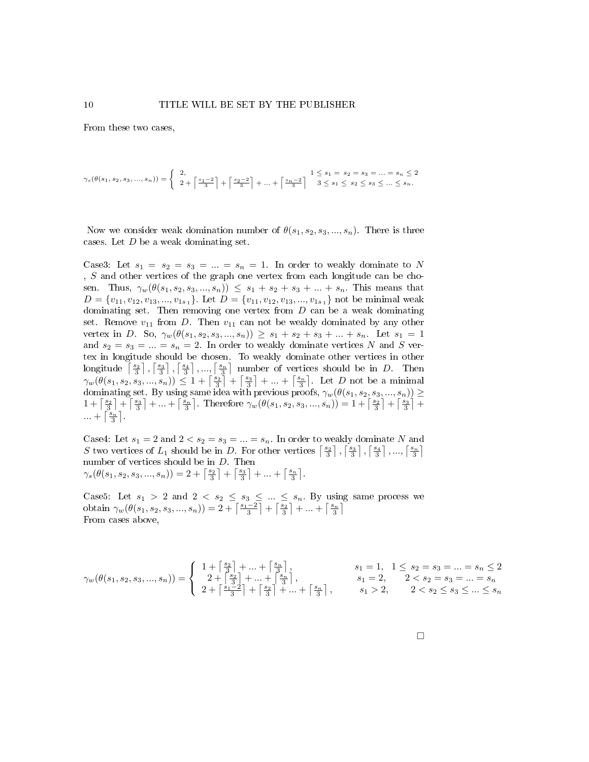From these two cases,

$$\gamma_s(\theta(s_1,s_2,s_3,...,s_n)) = \begin{cases} 2, & 1 \leq s_1 = s_2 = s_3 = ... = s_n \leq 2 \\ 2 + \left\lceil \frac{s_1-2}{3} \right\rceil + \left\lceil \frac{s_2-2}{3} \right\rceil + ... + \left\lceil \frac{s_n-2}{3} \right\rceil & 3 \leq s_1 \leq s_2 \leq s_3 \leq ... \leq s_n. \end{cases}$$

Now we consider weak domination number of $\theta(s_1,s_2,s_3,...,s_n)$. There is three cases. Let $D$ be a weak dominating set.

Case3: Let $s_1 = s_2 = s_3 = ... = s_n = 1$. In order to weakly dominate to $N$ , $S$ and other vertices of the graph one vertex from each longitude can be chosen. Thus, $\gamma_w(\theta(s_1,s_2,s_3,...,s_n)) \leq s_1 + s_2 + s_3 + ... + s_n$. This means that $D = \{v_{11}, v_{12}, v_{13}, ..., v_{1s_1}\}$. Let $D = \{v_{11}, v_{12}, v_{13}, ..., v_{1s_1}\}$ not be minimal weak dominating set. Then removing one vertex from $D$ can be a weak dominating set. Remove $v_{11}$ from $D$. Then $v_{11}$ can not be weakly dominated by any other vertex in $D$. So, $\gamma_w(\theta(s_1,s_2,s_3,...,s_n)) \geq s_1 + s_2 + s_3 + ... + s_n$. Let $s_1 = 1$ and $s_2 = s_3 = ... = s_n = 2$. In order to weakly dominate vertices $N$ and $S$ vertex in longitude should be chosen. To weakly dominate other vertices in other longitude $\left\lceil \frac{s_2}{3} \right\rceil, \left\lceil \frac{s_3}{3} \right\rceil, \left\lceil \frac{s_4}{3} \right\rceil, ..., \left\lceil \frac{s_n}{3} \right\rceil$ number of vertices should be in $D$. Then $\gamma_w(\theta(s_1,s_2,s_3,...,s_n)) \leq 1 + \left\lceil \frac{s_2}{3} \right\rceil + \left\lceil \frac{s_3}{3} \right\rceil + ... + \left\lceil \frac{s_n}{3} \right\rceil$. Let $D$ not be a minimal dominating set. By using same idea with previous proofs, $\gamma_w(\theta(s_1,s_2,s_3,...,s_n)) \geq 1 + \left\lceil \frac{s_2}{3} \right\rceil + \left\lceil \frac{s_3}{3} \right\rceil + ... + \left\lceil \frac{s_n}{3} \right\rceil$. Therefore $\gamma_w(\theta(s_1,s_2,s_3,...,s_n)) = 1 + \left\lceil \frac{s_2}{3} \right\rceil + \left\lceil \frac{s_3}{3} \right\rceil + ... + \left\lceil \frac{s_n}{3} \right\rceil$.

Case4: Let $s_1 = 2$ and $2 < s_2 = s_3 = ... = s_n$. In order to weakly dominate $N$ and $S$ two vertices of $L_1$ should be in $D$. For other vertices $\left\lceil \frac{s_2}{3} \right\rceil, \left\lceil \frac{s_3}{3} \right\rceil, \left\lceil \frac{s_4}{3} \right\rceil, ..., \left\lceil \frac{s_n}{3} \right\rceil$ number of vertices should be in $D$. Then
$\gamma_s(\theta(s_1,s_2,s_3,...,s_n)) = 2 + \left\lceil \frac{s_2}{3} \right\rceil + \left\lceil \frac{s_3}{3} \right\rceil + ... + \left\lceil \frac{s_n}{3} \right\rceil$.

Case5: Let $s_1 > 2$ and $2 < s_2 \leq s_3 \leq ... \leq s_n$. By using same process we obtain $\gamma_w(\theta(s_1,s_2,s_3,...,s_n)) = 2 + \left\lceil \frac{s_1-2}{3} \right\rceil + \left\lceil \frac{s_2}{3} \right\rceil + ... + \left\lceil \frac{s_n}{3} \right\rceil$
From cases above,

$$\gamma_w(\theta(s_1,s_2,s_3,...,s_n)) = \begin{cases} 1 + \left\lceil \frac{s_2}{3} \right\rceil + ... + \left\lceil \frac{s_n}{3} \right\rceil, & s_1 = 1, \quad 1 \leq s_2 = s_3 = ... = s_n \leq 2 \\ 2 + \left\lceil \frac{s_2}{3} \right\rceil + ... + \left\lceil \frac{s_n}{3} \right\rceil, & s_1 = 2, \quad 2 < s_2 = s_3 = ... = s_n \\ 2 + \left\lceil \frac{s_1-2}{3} \right\rceil + \left\lceil \frac{s_2}{3} \right\rceil + ... + \left\lceil \frac{s_n}{3} \right\rceil, & s_1 > 2, \quad 2 < s_2 \leq s_3 \leq ... \leq s_n \end{cases}$$

□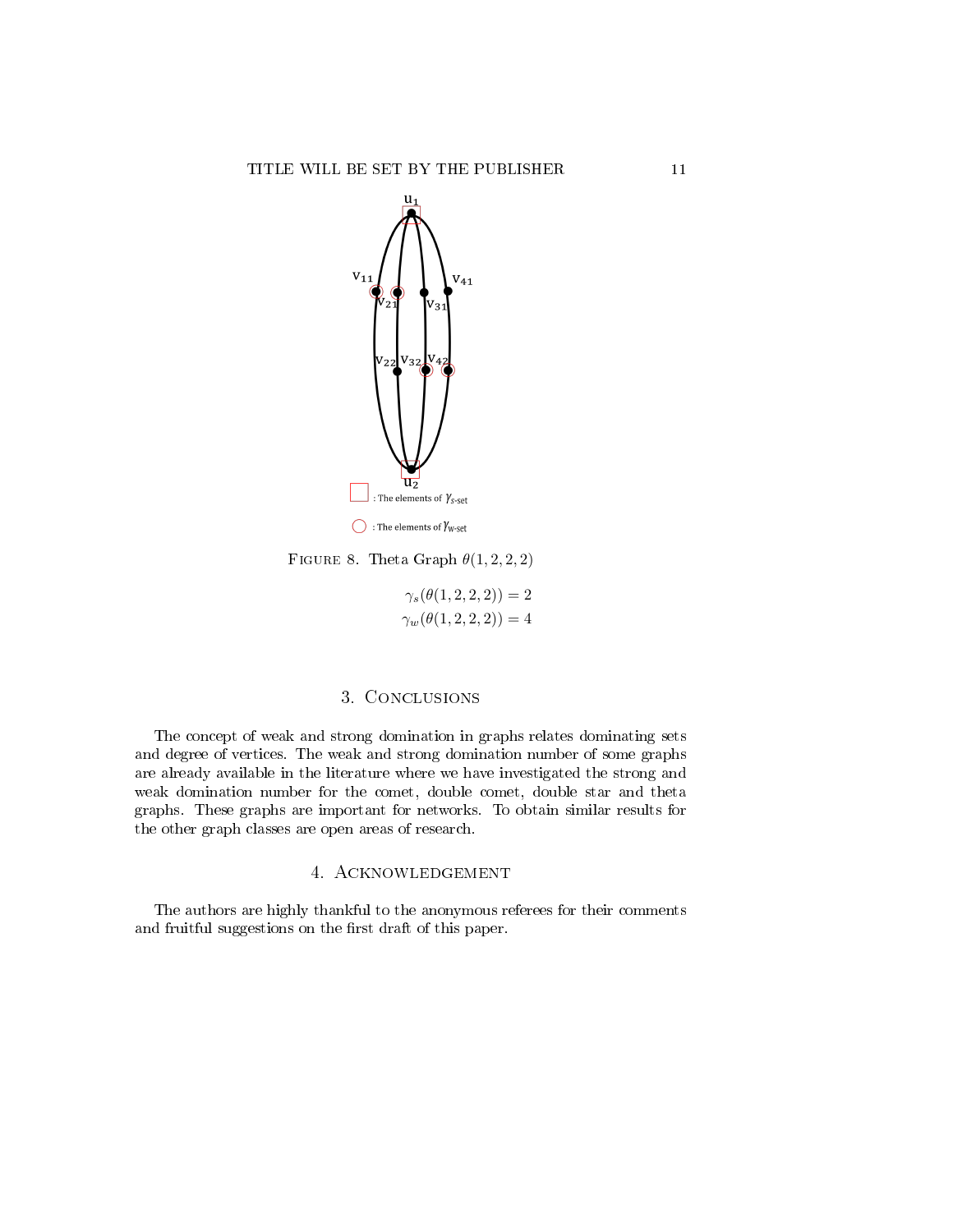Figure 8. Theta Graph $\theta(1, 2, 2, 2)$

$$\gamma_s(\theta(1, 2, 2, 2)) = 2$$
$$\gamma_w(\theta(1, 2, 2, 2)) = 4$$

## 3. Conclusions

The concept of weak and strong domination in graphs relates dominating sets and degree of vertices. The weak and strong domination number of some graphs are already available in the literature where we have investigated the strong and weak domination number for the comet, double comet, double star and theta graphs. These graphs are important for networks. To obtain similar results for the other graph classes are open areas of research.

## 4. Acknowledgement

The authors are highly thankful to the anonymous referees for their comments and fruitful suggestions on the first draft of this paper.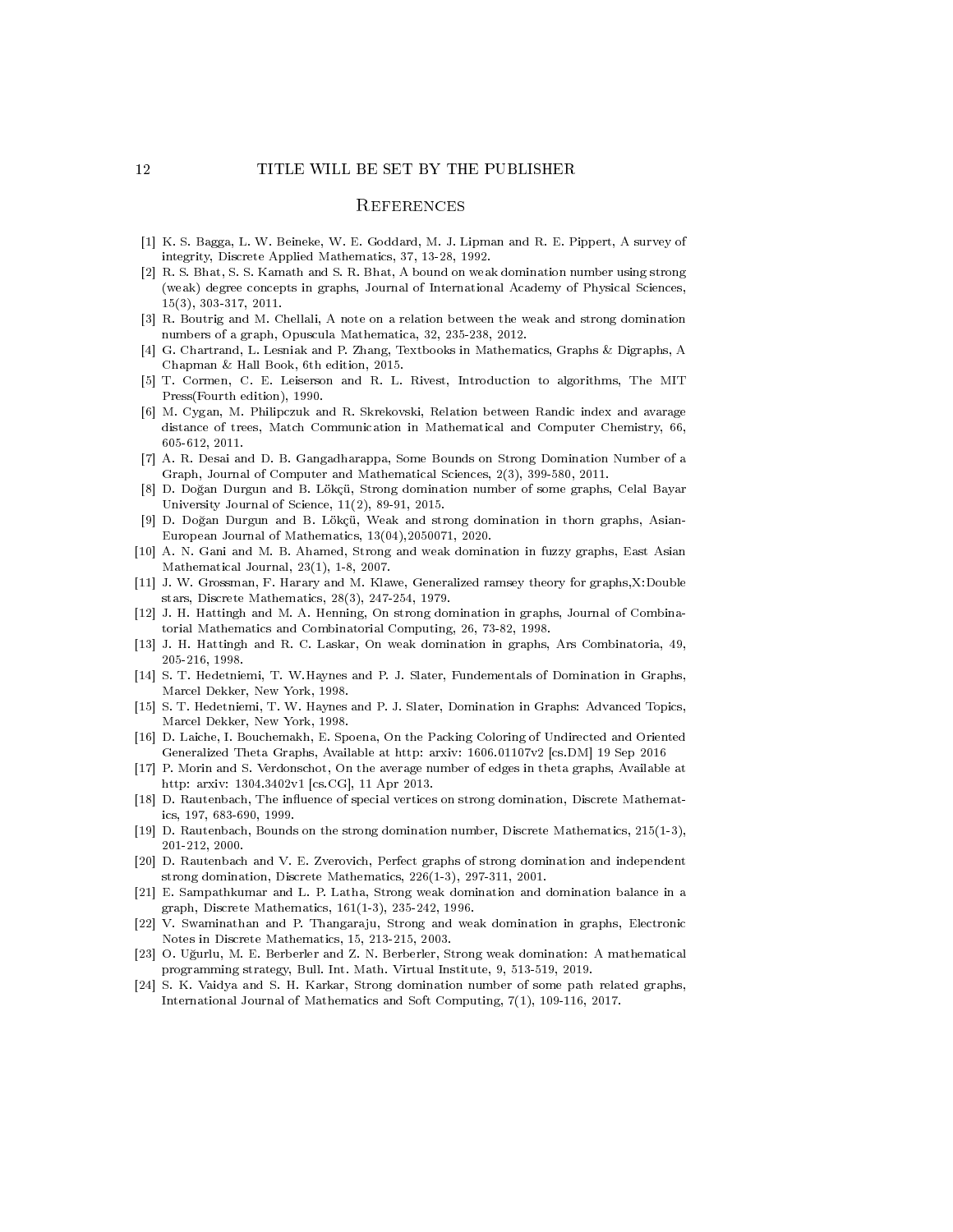## References

[1] K. S. Bagga, L. W. Beineke, W. E. Goddard, M. J. Lipman and R. E. Pippert, A survey of integrity, Discrete Applied Mathematics, 37, 13-28, 1992.

[2] R. S. Bhat, S. S. Kamath and S. R. Bhat, A bound on weak domination number using strong (weak) degree concepts in graphs, Journal of International Academy of Physical Sciences, 15(3), 303-317, 2011.

[3] R. Boutrig and M. Chellali, A note on a relation between the weak and strong domination numbers of a graph, Opuscula Mathematica, 32, 235-238, 2012.

[4] G. Chartrand, L. Lesniak and P. Zhang, Textbooks in Mathematics, Graphs & Digraphs, A Chapman & Hall Book, 6th edition, 2015.

[5] T. Cormen, C. E. Leiserson and R. L. Rivest, Introduction to algorithms, The MIT Press(Fourth edition), 1990.

[6] M. Cygan, M. Philipczuk and R. Skrekovski, Relation between Randic index and avarage distance of trees, Match Communication in Mathematical and Computer Chemistry, 66, 605-612, 2011.

[7] A. R. Desai and D. B. Gangadharappa, Some Bounds on Strong Domination Number of a Graph, Journal of Computer and Mathematical Sciences, 2(3), 399-580, 2011.

[8] D. Doğan Durgun and B. Lökçü, Strong domination number of some graphs, Celal Bayar University Journal of Science, 11(2), 89-91, 2015.

[9] D. Doğan Durgun and B. Lökçü, Weak and strong domination in thorn graphs, Asian-European Journal of Mathematics, 13(04),2050071, 2020.

[10] A. N. Gani and M. B. Ahamed, Strong and weak domination in fuzzy graphs, East Asian Mathematical Journal, 23(1), 1-8, 2007.

[11] J. W. Grossman, F. Harary and M. Klawe, Generalized ramsey theory for graphs,X:Double stars, Discrete Mathematics, 28(3), 247-254, 1979.

[12] J. H. Hattingh and M. A. Henning, On strong domination in graphs, Journal of Combinatorial Mathematics and Combinatorial Computing, 26, 73-82, 1998.

[13] J. H. Hattingh and R. C. Laskar, On weak domination in graphs, Ars Combinatoria, 49, 205-216, 1998.

[14] S. T. Hedetniemi, T. W.Haynes and P. J. Slater, Fundementals of Domination in Graphs, Marcel Dekker, New York, 1998.

[15] S. T. Hedetniemi, T. W. Haynes and P. J. Slater, Domination in Graphs: Advanced Topics, Marcel Dekker, New York, 1998.

[16] D. Laiche, I. Bouchemakh, E. Spoena, On the Packing Coloring of Undirected and Oriented Generalized Theta Graphs, Available at http: arxiv: 1606.01107v2 [cs.DM] 19 Sep 2016

[17] P. Morin and S. Verdonschot, On the average number of edges in theta graphs, Available at http: arxiv: 1304.3402v1 [cs.CG], 11 Apr 2013.

[18] D. Rautenbach, The influence of special vertices on strong domination, Discrete Mathematics, 197, 683-690, 1999.

[19] D. Rautenbach, Bounds on the strong domination number, Discrete Mathematics, 215(1-3), 201-212, 2000.

[20] D. Rautenbach and V. E. Zverovich, Perfect graphs of strong domination and independent strong domination, Discrete Mathematics, 226(1-3), 297-311, 2001.

[21] E. Sampathkumar and L. P. Latha, Strong weak domination and domination balance in a graph, Discrete Mathematics, 161(1-3), 235-242, 1996.

[22] V. Swaminathan and P. Thangaraju, Strong and weak domination in graphs, Electronic Notes in Discrete Mathematics, 15, 213-215, 2003.

[23] O. Uğurlu, M. E. Berberler and Z. N. Berberler, Strong weak domination: A mathematical programming strategy, Bull. Int. Math. Virtual Institute, 9, 513-519, 2019.

[24] S. K. Vaidya and S. H. Karkar, Strong domination number of some path related graphs, International Journal of Mathematics and Soft Computing, 7(1), 109-116, 2017.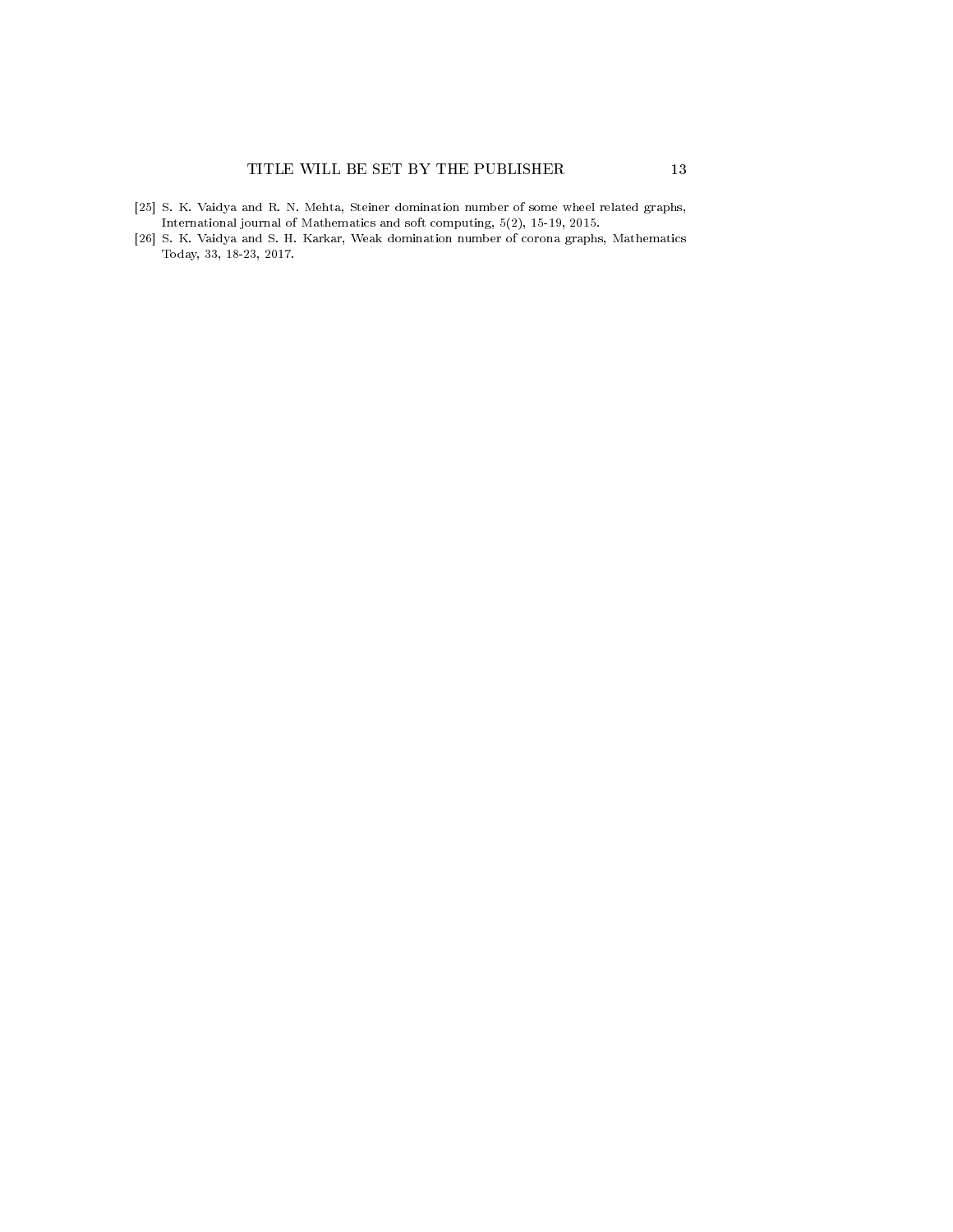[25] S. K. Vaidya and R. N. Mehta, Steiner domination number of some wheel related graphs, International journal of Mathematics and soft computing, 5(2), 15-19, 2015.

[26] S. K. Vaidya and S. H. Karkar, Weak domination number of corona graphs, Mathematics Today, 33, 18-23, 2017.